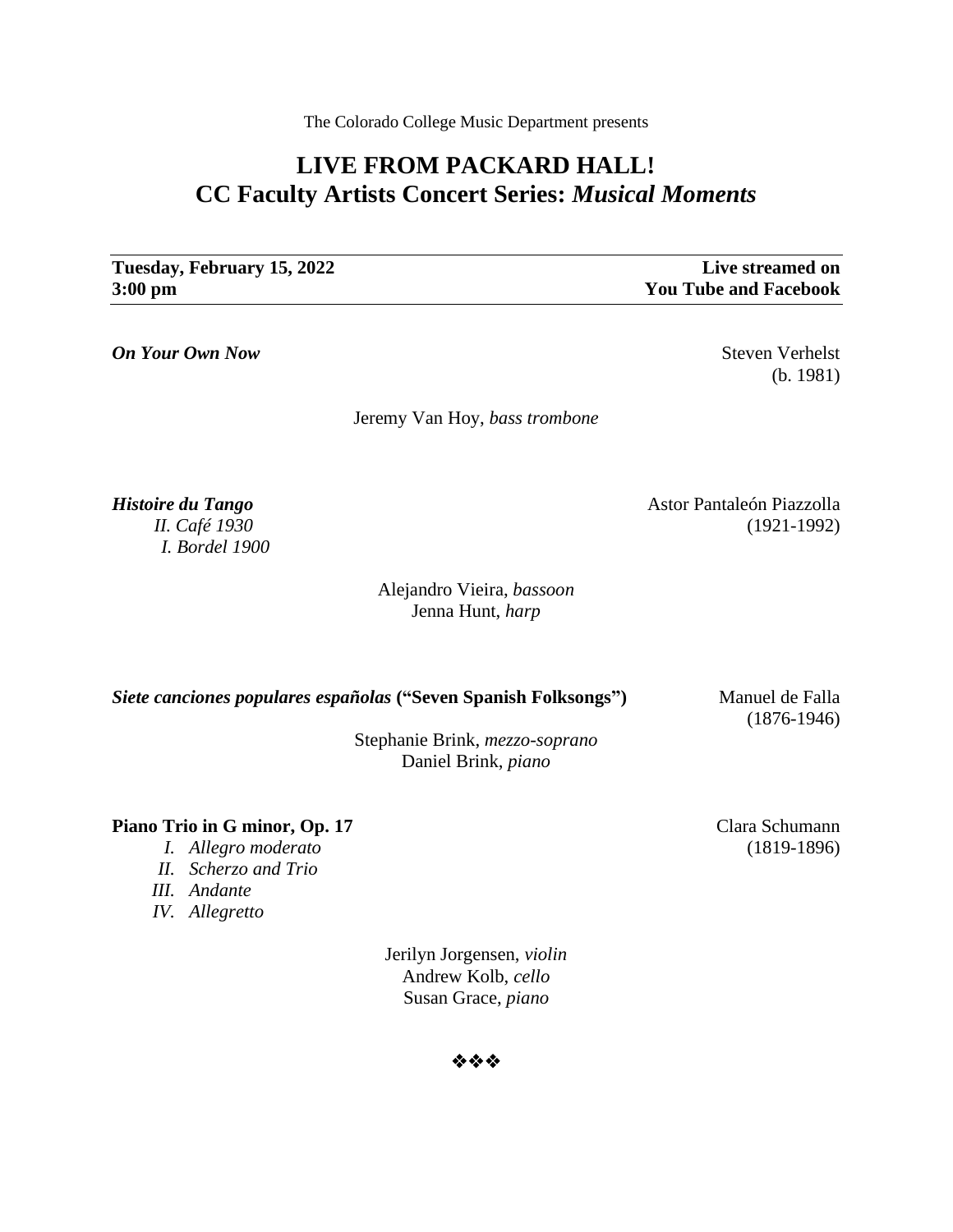The Colorado College Music Department presents

# LIVE FROM PACKARD HALL!
# CC Faculty Artists Concert Series: *Musical Moments*

**Tuesday, February 15, 2022**
**3:00 pm**

**Live streamed on**
**You Tube and Facebook**

***On Your Own Now*** — Steven Verhelst (b. 1981)

Jeremy Van Hoy, *bass trombone*

***Histoire du Tango*** — Astor Pantaleón Piazzolla (1921-1992)

*II. Café 1930*
*I. Bordel 1900*

Alejandro Vieira, *bassoon*
Jenna Hunt, *harp*

***Siete canciones populares españolas* (“Seven Spanish Folksongs”)** — Manuel de Falla (1876-1946)

Stephanie Brink, *mezzo-soprano*
Daniel Brink, *piano*

**Piano Trio in G minor, Op. 17** — Clara Schumann (1819-1896)

*I. Allegro moderato*
*II. Scherzo and Trio*
*III. Andante*
*IV. Allegretto*

Jerilyn Jorgensen, *violin*
Andrew Kolb, *cello*
Susan Grace, *piano*

❖❖❖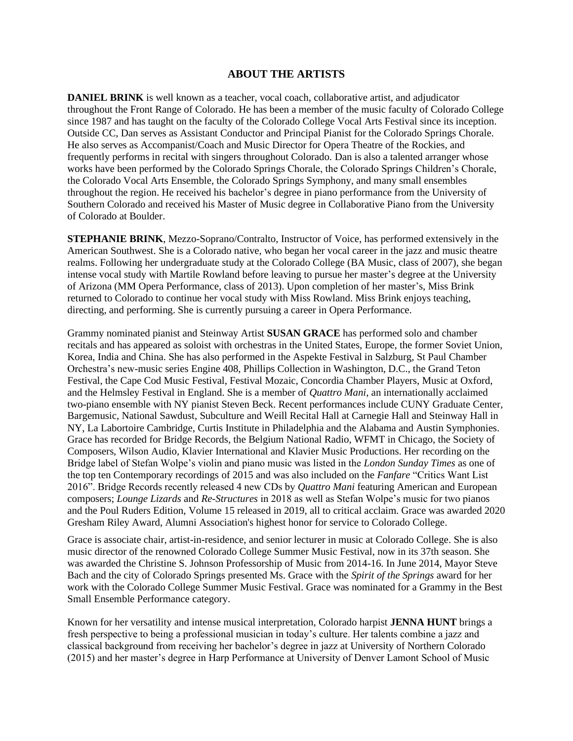## ABOUT THE ARTISTS

**DANIEL BRINK** is well known as a teacher, vocal coach, collaborative artist, and adjudicator throughout the Front Range of Colorado. He has been a member of the music faculty of Colorado College since 1987 and has taught on the faculty of the Colorado College Vocal Arts Festival since its inception. Outside CC, Dan serves as Assistant Conductor and Principal Pianist for the Colorado Springs Chorale. He also serves as Accompanist/Coach and Music Director for Opera Theatre of the Rockies, and frequently performs in recital with singers throughout Colorado. Dan is also a talented arranger whose works have been performed by the Colorado Springs Chorale, the Colorado Springs Children's Chorale, the Colorado Vocal Arts Ensemble, the Colorado Springs Symphony, and many small ensembles throughout the region. He received his bachelor's degree in piano performance from the University of Southern Colorado and received his Master of Music degree in Collaborative Piano from the University of Colorado at Boulder.

**STEPHANIE BRINK**, Mezzo-Soprano/Contralto, Instructor of Voice, has performed extensively in the American Southwest. She is a Colorado native, who began her vocal career in the jazz and music theatre realms. Following her undergraduate study at the Colorado College (BA Music, class of 2007), she began intense vocal study with Martile Rowland before leaving to pursue her master's degree at the University of Arizona (MM Opera Performance, class of 2013). Upon completion of her master's, Miss Brink returned to Colorado to continue her vocal study with Miss Rowland. Miss Brink enjoys teaching, directing, and performing. She is currently pursuing a career in Opera Performance.

Grammy nominated pianist and Steinway Artist **SUSAN GRACE** has performed solo and chamber recitals and has appeared as soloist with orchestras in the United States, Europe, the former Soviet Union, Korea, India and China. She has also performed in the Aspekte Festival in Salzburg, St Paul Chamber Orchestra's new-music series Engine 408, Phillips Collection in Washington, D.C., the Grand Teton Festival, the Cape Cod Music Festival, Festival Mozaic, Concordia Chamber Players, Music at Oxford, and the Helmsley Festival in England. She is a member of *Quattro Mani*, an internationally acclaimed two-piano ensemble with NY pianist Steven Beck. Recent performances include CUNY Graduate Center, Bargemusic, National Sawdust, Subculture and Weill Recital Hall at Carnegie Hall and Steinway Hall in NY, La Labortoire Cambridge, Curtis Institute in Philadelphia and the Alabama and Austin Symphonies. Grace has recorded for Bridge Records, the Belgium National Radio, WFMT in Chicago, the Society of Composers, Wilson Audio, Klavier International and Klavier Music Productions. Her recording on the Bridge label of Stefan Wolpe's violin and piano music was listed in the *London Sunday Times* as one of the top ten Contemporary recordings of 2015 and was also included on the *Fanfare* "Critics Want List 2016". Bridge Records recently released 4 new CDs by *Quattro Mani* featuring American and European composers; *Lounge Lizards* and *Re-Structures* in 2018 as well as Stefan Wolpe's music for two pianos and the Poul Ruders Edition, Volume 15 released in 2019, all to critical acclaim. Grace was awarded 2020 Gresham Riley Award, Alumni Association's highest honor for service to Colorado College.

Grace is associate chair, artist-in-residence, and senior lecturer in music at Colorado College. She is also music director of the renowned Colorado College Summer Music Festival, now in its 37th season. She was awarded the Christine S. Johnson Professorship of Music from 2014-16. In June 2014, Mayor Steve Bach and the city of Colorado Springs presented Ms. Grace with the *Spirit of the Springs* award for her work with the Colorado College Summer Music Festival. Grace was nominated for a Grammy in the Best Small Ensemble Performance category.

Known for her versatility and intense musical interpretation, Colorado harpist **JENNA HUNT** brings a fresh perspective to being a professional musician in today's culture. Her talents combine a jazz and classical background from receiving her bachelor's degree in jazz at University of Northern Colorado (2015) and her master's degree in Harp Performance at University of Denver Lamont School of Music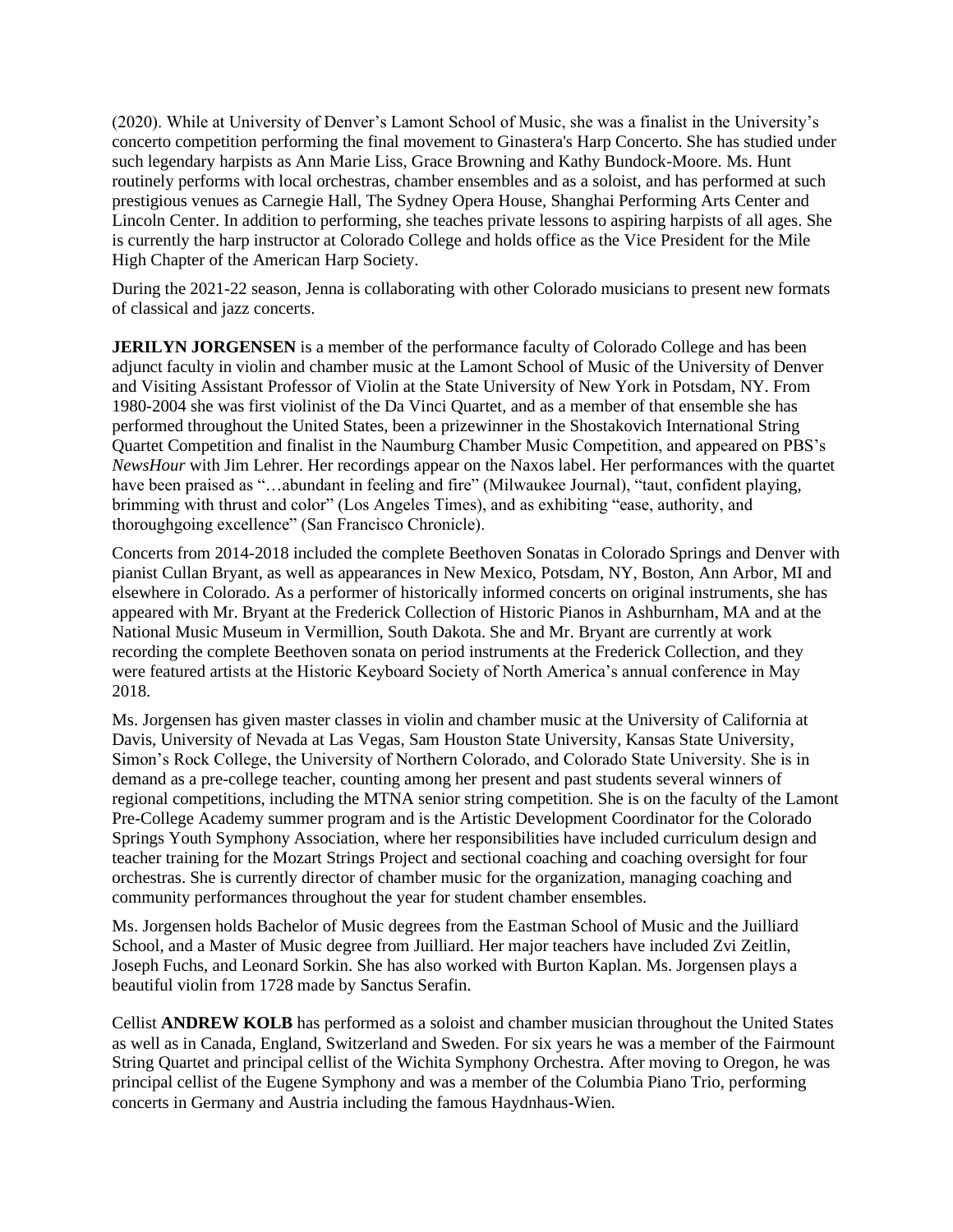(2020). While at University of Denver's Lamont School of Music, she was a finalist in the University's concerto competition performing the final movement to Ginastera's Harp Concerto. She has studied under such legendary harpists as Ann Marie Liss, Grace Browning and Kathy Bundock-Moore. Ms. Hunt routinely performs with local orchestras, chamber ensembles and as a soloist, and has performed at such prestigious venues as Carnegie Hall, The Sydney Opera House, Shanghai Performing Arts Center and Lincoln Center. In addition to performing, she teaches private lessons to aspiring harpists of all ages. She is currently the harp instructor at Colorado College and holds office as the Vice President for the Mile High Chapter of the American Harp Society.

During the 2021-22 season, Jenna is collaborating with other Colorado musicians to present new formats of classical and jazz concerts.

**JERILYN JORGENSEN** is a member of the performance faculty of Colorado College and has been adjunct faculty in violin and chamber music at the Lamont School of Music of the University of Denver and Visiting Assistant Professor of Violin at the State University of New York in Potsdam, NY. From 1980-2004 she was first violinist of the Da Vinci Quartet, and as a member of that ensemble she has performed throughout the United States, been a prizewinner in the Shostakovich International String Quartet Competition and finalist in the Naumburg Chamber Music Competition, and appeared on PBS's *NewsHour* with Jim Lehrer. Her recordings appear on the Naxos label. Her performances with the quartet have been praised as "…abundant in feeling and fire" (Milwaukee Journal), "taut, confident playing, brimming with thrust and color" (Los Angeles Times), and as exhibiting "ease, authority, and thoroughgoing excellence" (San Francisco Chronicle).

Concerts from 2014-2018 included the complete Beethoven Sonatas in Colorado Springs and Denver with pianist Cullan Bryant, as well as appearances in New Mexico, Potsdam, NY, Boston, Ann Arbor, MI and elsewhere in Colorado. As a performer of historically informed concerts on original instruments, she has appeared with Mr. Bryant at the Frederick Collection of Historic Pianos in Ashburnham, MA and at the National Music Museum in Vermillion, South Dakota. She and Mr. Bryant are currently at work recording the complete Beethoven sonata on period instruments at the Frederick Collection, and they were featured artists at the Historic Keyboard Society of North America's annual conference in May 2018.

Ms. Jorgensen has given master classes in violin and chamber music at the University of California at Davis, University of Nevada at Las Vegas, Sam Houston State University, Kansas State University, Simon's Rock College, the University of Northern Colorado, and Colorado State University. She is in demand as a pre-college teacher, counting among her present and past students several winners of regional competitions, including the MTNA senior string competition. She is on the faculty of the Lamont Pre-College Academy summer program and is the Artistic Development Coordinator for the Colorado Springs Youth Symphony Association, where her responsibilities have included curriculum design and teacher training for the Mozart Strings Project and sectional coaching and coaching oversight for four orchestras. She is currently director of chamber music for the organization, managing coaching and community performances throughout the year for student chamber ensembles.

Ms. Jorgensen holds Bachelor of Music degrees from the Eastman School of Music and the Juilliard School, and a Master of Music degree from Juilliard. Her major teachers have included Zvi Zeitlin, Joseph Fuchs, and Leonard Sorkin. She has also worked with Burton Kaplan. Ms. Jorgensen plays a beautiful violin from 1728 made by Sanctus Serafin.

Cellist **ANDREW KOLB** has performed as a soloist and chamber musician throughout the United States as well as in Canada, England, Switzerland and Sweden. For six years he was a member of the Fairmount String Quartet and principal cellist of the Wichita Symphony Orchestra. After moving to Oregon, he was principal cellist of the Eugene Symphony and was a member of the Columbia Piano Trio, performing concerts in Germany and Austria including the famous Haydnhaus-Wien.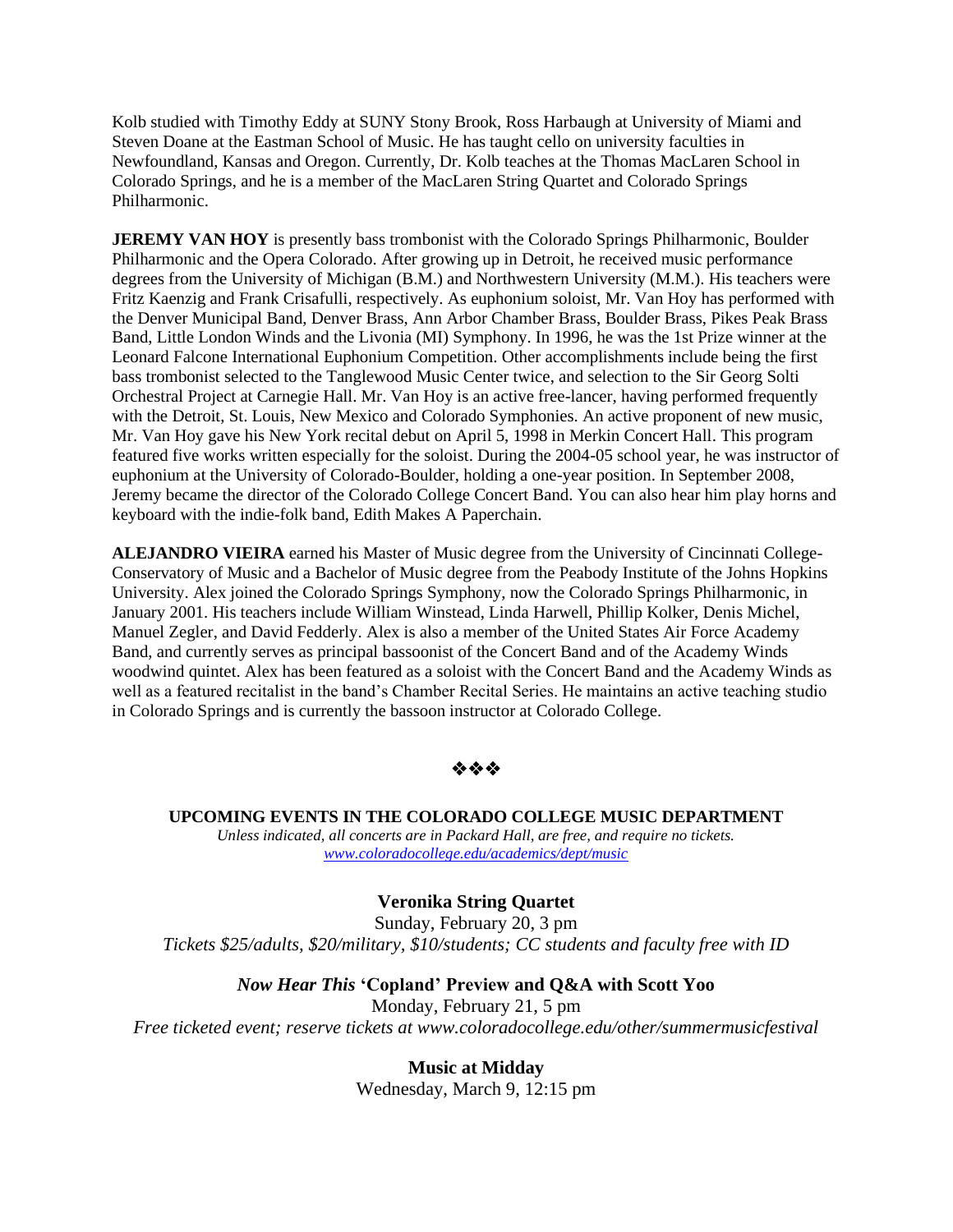Kolb studied with Timothy Eddy at SUNY Stony Brook, Ross Harbaugh at University of Miami and Steven Doane at the Eastman School of Music. He has taught cello on university faculties in Newfoundland, Kansas and Oregon. Currently, Dr. Kolb teaches at the Thomas MacLaren School in Colorado Springs, and he is a member of the MacLaren String Quartet and Colorado Springs Philharmonic.

**JEREMY VAN HOY** is presently bass trombonist with the Colorado Springs Philharmonic, Boulder Philharmonic and the Opera Colorado. After growing up in Detroit, he received music performance degrees from the University of Michigan (B.M.) and Northwestern University (M.M.). His teachers were Fritz Kaenzig and Frank Crisafulli, respectively. As euphonium soloist, Mr. Van Hoy has performed with the Denver Municipal Band, Denver Brass, Ann Arbor Chamber Brass, Boulder Brass, Pikes Peak Brass Band, Little London Winds and the Livonia (MI) Symphony. In 1996, he was the 1st Prize winner at the Leonard Falcone International Euphonium Competition. Other accomplishments include being the first bass trombonist selected to the Tanglewood Music Center twice, and selection to the Sir Georg Solti Orchestral Project at Carnegie Hall. Mr. Van Hoy is an active free-lancer, having performed frequently with the Detroit, St. Louis, New Mexico and Colorado Symphonies. An active proponent of new music, Mr. Van Hoy gave his New York recital debut on April 5, 1998 in Merkin Concert Hall. This program featured five works written especially for the soloist. During the 2004-05 school year, he was instructor of euphonium at the University of Colorado-Boulder, holding a one-year position. In September 2008, Jeremy became the director of the Colorado College Concert Band. You can also hear him play horns and keyboard with the indie-folk band, Edith Makes A Paperchain.

**ALEJANDRO VIEIRA** earned his Master of Music degree from the University of Cincinnati College-Conservatory of Music and a Bachelor of Music degree from the Peabody Institute of the Johns Hopkins University. Alex joined the Colorado Springs Symphony, now the Colorado Springs Philharmonic, in January 2001. His teachers include William Winstead, Linda Harwell, Phillip Kolker, Denis Michel, Manuel Zegler, and David Fedderly. Alex is also a member of the United States Air Force Academy Band, and currently serves as principal bassoonist of the Concert Band and of the Academy Winds woodwind quintet. Alex has been featured as a soloist with the Concert Band and the Academy Winds as well as a featured recitalist in the band's Chamber Recital Series. He maintains an active teaching studio in Colorado Springs and is currently the bassoon instructor at Colorado College.

❖❖❖

## UPCOMING EVENTS IN THE COLORADO COLLEGE MUSIC DEPARTMENT

*Unless indicated, all concerts are in Packard Hall, are free, and require no tickets.*
*www.coloradocollege.edu/academics/dept/music*

**Veronika String Quartet**
Sunday, February 20, 3 pm
*Tickets $25/adults, $20/military, $10/students; CC students and faculty free with ID*

***Now Hear This* 'Copland' Preview and Q&A with Scott Yoo**
Monday, February 21, 5 pm
*Free ticketed event; reserve tickets at www.coloradocollege.edu/other/summermusicfestival*

**Music at Midday**
Wednesday, March 9, 12:15 pm